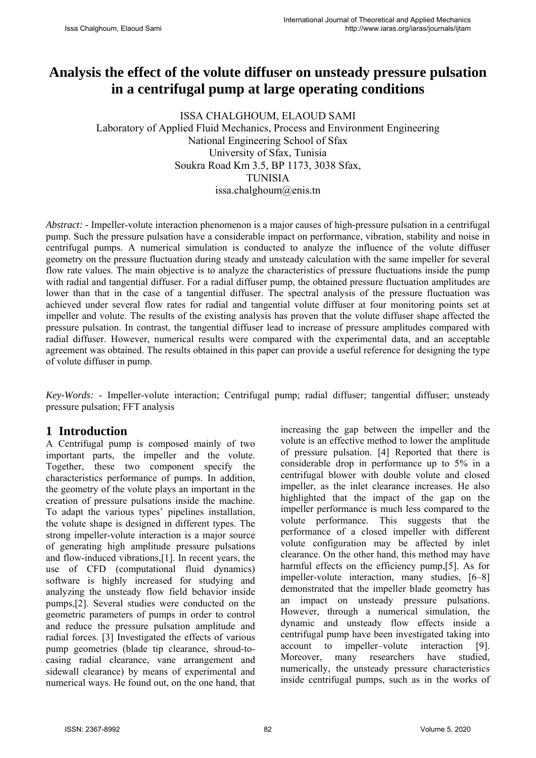# Analysis the effect of the volute diffuser on unsteady pressure pulsation in a centrifugal pump at large operating conditions

ISSA CHALGHOUM, ELAOUD SAMI
Laboratory of Applied Fluid Mechanics, Process and Environment Engineering
National Engineering School of Sfax
University of Sfax, Tunisia
Soukra Road Km 3.5, BP 1173, 3038 Sfax,
TUNISIA
issa.chalghoum@enis.tn

*Abstract:* - Impeller-volute interaction phenomenon is a major causes of high-pressure pulsation in a centrifugal pump. Such the pressure pulsation have a considerable impact on performance, vibration, stability and noise in centrifugal pumps. A numerical simulation is conducted to analyze the influence of the volute diffuser geometry on the pressure fluctuation during steady and unsteady calculation with the same impeller for several flow rate values. The main objective is to analyze the characteristics of pressure fluctuations inside the pump with radial and tangential diffuser. For a radial diffuser pump, the obtained pressure fluctuation amplitudes are lower than that in the case of a tangential diffuser. The spectral analysis of the pressure fluctuation was achieved under several flow rates for radial and tangential volute diffuser at four monitoring points set at impeller and volute. The results of the existing analysis has proven that the volute diffuser shape affected the pressure pulsation. In contrast, the tangential diffuser lead to increase of pressure amplitudes compared with radial diffuser. However, numerical results were compared with the experimental data, and an acceptable agreement was obtained. The results obtained in this paper can provide a useful reference for designing the type of volute diffuser in pump.

*Key-Words:* - Impeller-volute interaction; Centrifugal pump; radial diffuser; tangential diffuser; unsteady pressure pulsation; FFT analysis

## 1 Introduction

A Centrifugal pump is composed mainly of two important parts, the impeller and the volute. Together, these two component specify the characteristics performance of pumps. In addition, the geometry of the volute plays an important in the creation of pressure pulsations inside the machine. To adapt the various types' pipelines installation, the volute shape is designed in different types. The strong impeller-volute interaction is a major source of generating high amplitude pressure pulsations and flow-induced vibrations,[1]. In recent years, the use of CFD (computational fluid dynamics) software is highly increased for studying and analyzing the unsteady flow field behavior inside pumps,[2]. Several studies were conducted on the geometric parameters of pumps in order to control and reduce the pressure pulsation amplitude and radial forces. [3] Investigated the effects of various pump geometries (blade tip clearance, shroud-to-casing radial clearance, vane arrangement and sidewall clearance) by means of experimental and numerical ways. He found out, on the one hand, that increasing the gap between the impeller and the volute is an effective method to lower the amplitude of pressure pulsation. [4] Reported that there is considerable drop in performance up to 5% in a centrifugal blower with double volute and closed impeller, as the inlet clearance increases. He also highlighted that the impact of the gap on the impeller performance is much less compared to the volute performance. This suggests that the performance of a closed impeller with different volute configuration may be affected by inlet clearance. On the other hand, this method may have harmful effects on the efficiency pump,[5]. As for impeller-volute interaction, many studies, [6–8] demonstrated that the impeller blade geometry has an impact on unsteady pressure pulsations. However, through a numerical simulation, the dynamic and unsteady flow effects inside a centrifugal pump have been investigated taking into account to impeller–volute interaction [9]. Moreover, many researchers have studied, numerically, the unsteady pressure characteristics inside centrifugal pumps, such as in the works of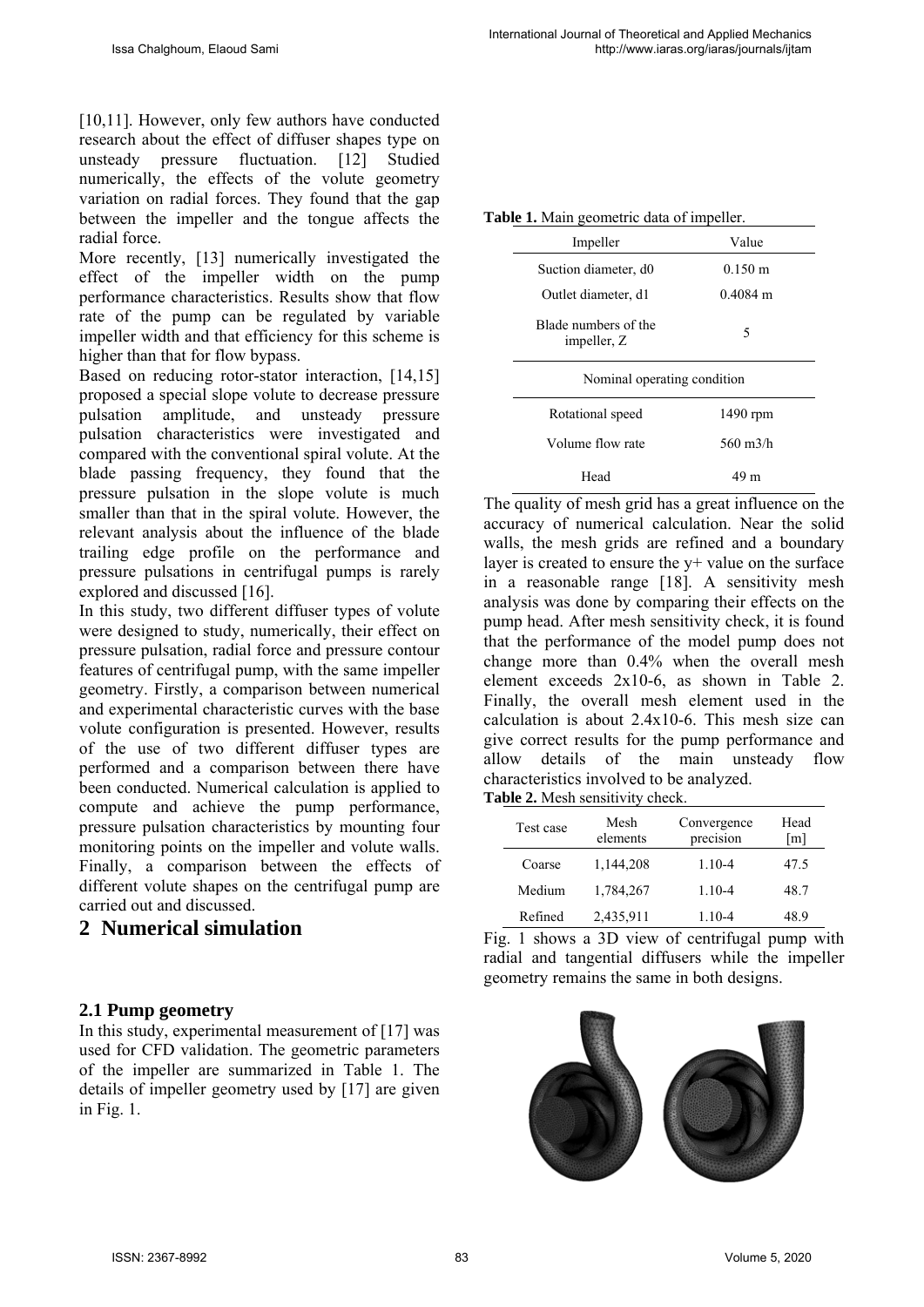[10,11]. However, only few authors have conducted research about the effect of diffuser shapes type on unsteady pressure fluctuation. [12] Studied numerically, the effects of the volute geometry variation on radial forces. They found that the gap between the impeller and the tongue affects the radial force.

More recently, [13] numerically investigated the effect of the impeller width on the pump performance characteristics. Results show that flow rate of the pump can be regulated by variable impeller width and that efficiency for this scheme is higher than that for flow bypass.

Based on reducing rotor-stator interaction, [14,15] proposed a special slope volute to decrease pressure pulsation amplitude, and unsteady pressure pulsation characteristics were investigated and compared with the conventional spiral volute. At the blade passing frequency, they found that the pressure pulsation in the slope volute is much smaller than that in the spiral volute. However, the relevant analysis about the influence of the blade trailing edge profile on the performance and pressure pulsations in centrifugal pumps is rarely explored and discussed [16].

In this study, two different diffuser types of volute were designed to study, numerically, their effect on pressure pulsation, radial force and pressure contour features of centrifugal pump, with the same impeller geometry. Firstly, a comparison between numerical and experimental characteristic curves with the base volute configuration is presented. However, results of the use of two different diffuser types are performed and a comparison between there have been conducted. Numerical calculation is applied to compute and achieve the pump performance, pressure pulsation characteristics by mounting four monitoring points on the impeller and volute walls. Finally, a comparison between the effects of different volute shapes on the centrifugal pump are carried out and discussed.

# 2 Numerical simulation

## 2.1 Pump geometry

In this study, experimental measurement of [17] was used for CFD validation. The geometric parameters of the impeller are summarized in Table 1. The details of impeller geometry used by [17] are given in Fig. 1.

**Table 1.** Main geometric data of impeller.

| Impeller | Value |
|---|---|
| Suction diameter, d0 | 0.150 m |
| Outlet diameter, d1 | 0.4084 m |
| Blade numbers of the impeller, Z | 5 |
| Nominal operating condition | |
| Rotational speed | 1490 rpm |
| Volume flow rate | 560 m3/h |
| Head | 49 m |

The quality of mesh grid has a great influence on the accuracy of numerical calculation. Near the solid walls, the mesh grids are refined and a boundary layer is created to ensure the y+ value on the surface in a reasonable range [18]. A sensitivity mesh analysis was done by comparing their effects on the pump head. After mesh sensitivity check, it is found that the performance of the model pump does not change more than 0.4% when the overall mesh element exceeds 2x10-6, as shown in Table 2. Finally, the overall mesh element used in the calculation is about 2.4x10-6. This mesh size can give correct results for the pump performance and allow details of the main unsteady flow characteristics involved to be analyzed.

**Table 2.** Mesh sensitivity check.

| Test case | Mesh elements | Convergence precision | Head [m] |
|---|---|---|---|
| Coarse | 1,144,208 | 1.10-4 | 47.5 |
| Medium | 1,784,267 | 1.10-4 | 48.7 |
| Refined | 2,435,911 | 1.10-4 | 48.9 |

Fig. 1 shows a 3D view of centrifugal pump with radial and tangential diffusers while the impeller geometry remains the same in both designs.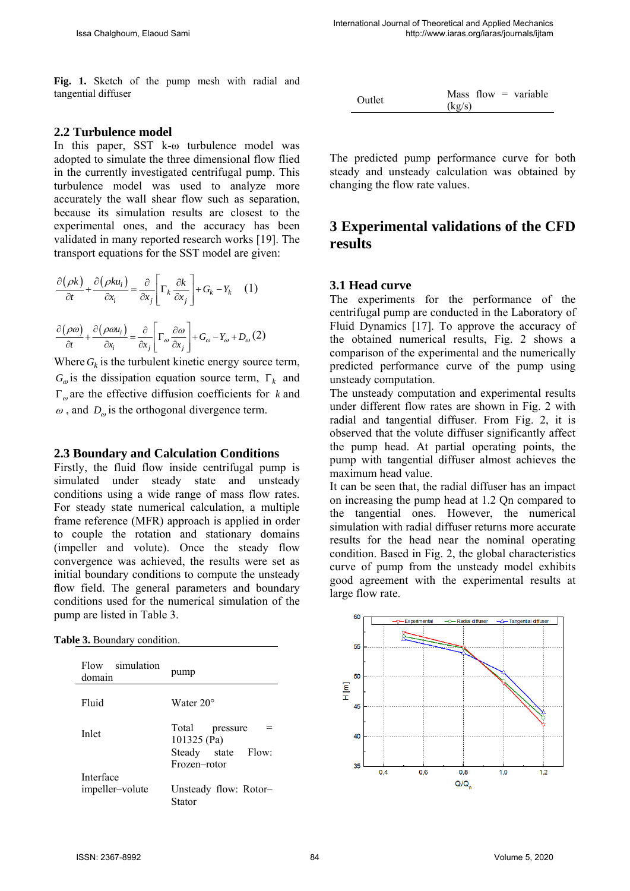**Fig. 1.** Sketch of the pump mesh with radial and tangential diffuser

## 2.2 Turbulence model

In this paper, SST k-ω turbulence model was adopted to simulate the three dimensional flow flied in the currently investigated centrifugal pump. This turbulence model was used to analyze more accurately the wall shear flow such as separation, because its simulation results are closest to the experimental ones, and the accuracy has been validated in many reported research works [19]. The transport equations for the SST model are given:

$$\frac{\partial(\rho k)}{\partial t}+\frac{\partial(\rho k u_i)}{\partial x_i}=\frac{\partial}{\partial x_j}\left[\Gamma_k\frac{\partial k}{\partial x_j}\right]+G_k-Y_k \quad (1)$$

$$\frac{\partial(\rho\omega)}{\partial t}+\frac{\partial(\rho\omega u_i)}{\partial x_i}=\frac{\partial}{\partial x_j}\left[\Gamma_\omega\frac{\partial \omega}{\partial x_j}\right]+G_\omega-Y_\omega+D_\omega \quad (2)$$

Where $G_k$ is the turbulent kinetic energy source term, $G_\omega$ is the dissipation equation source term, $\Gamma_k$ and $\Gamma_\omega$ are the effective diffusion coefficients for $k$ and $\omega$, and $D_\omega$ is the orthogonal divergence term.

## 2.3 Boundary and Calculation Conditions

Firstly, the fluid flow inside centrifugal pump is simulated under steady state and unsteady conditions using a wide range of mass flow rates. For steady state numerical calculation, a multiple frame reference (MFR) approach is applied in order to couple the rotation and stationary domains (impeller and volute). Once the steady flow convergence was achieved, the results were set as initial boundary conditions to compute the unsteady flow field. The general parameters and boundary conditions used for the numerical simulation of the pump are listed in Table 3.

**Table 3.** Boundary condition.

| Flow simulation domain | pump |
|---|---|
| Fluid | Water 20° |
| Inlet | Total pressure = 101325 (Pa) |
| Interface impeller–volute | Steady state Flow: Frozen–rotor<br>Unsteady flow: Rotor–Stator |
| Outlet | Mass flow = variable (kg/s) |

The predicted pump performance curve for both steady and unsteady calculation was obtained by changing the flow rate values.

# 3 Experimental validations of the CFD results

## 3.1 Head curve

The experiments for the performance of the centrifugal pump are conducted in the Laboratory of Fluid Dynamics [17]. To approve the accuracy of the obtained numerical results, Fig. 2 shows a comparison of the experimental and the numerically predicted performance curve of the pump using unsteady computation.

The unsteady computation and experimental results under different flow rates are shown in Fig. 2 with radial and tangential diffuser. From Fig. 2, it is observed that the volute diffuser significantly affect the pump head. At partial operating points, the pump with tangential diffuser almost achieves the maximum head value.

It can be seen that, the radial diffuser has an impact on increasing the pump head at 1.2 Qn compared to the tangential ones. However, the numerical simulation with radial diffuser returns more accurate results for the head near the nominal operating condition. Based in Fig. 2, the global characteristics curve of pump from the unsteady model exhibits good agreement with the experimental results at large flow rate.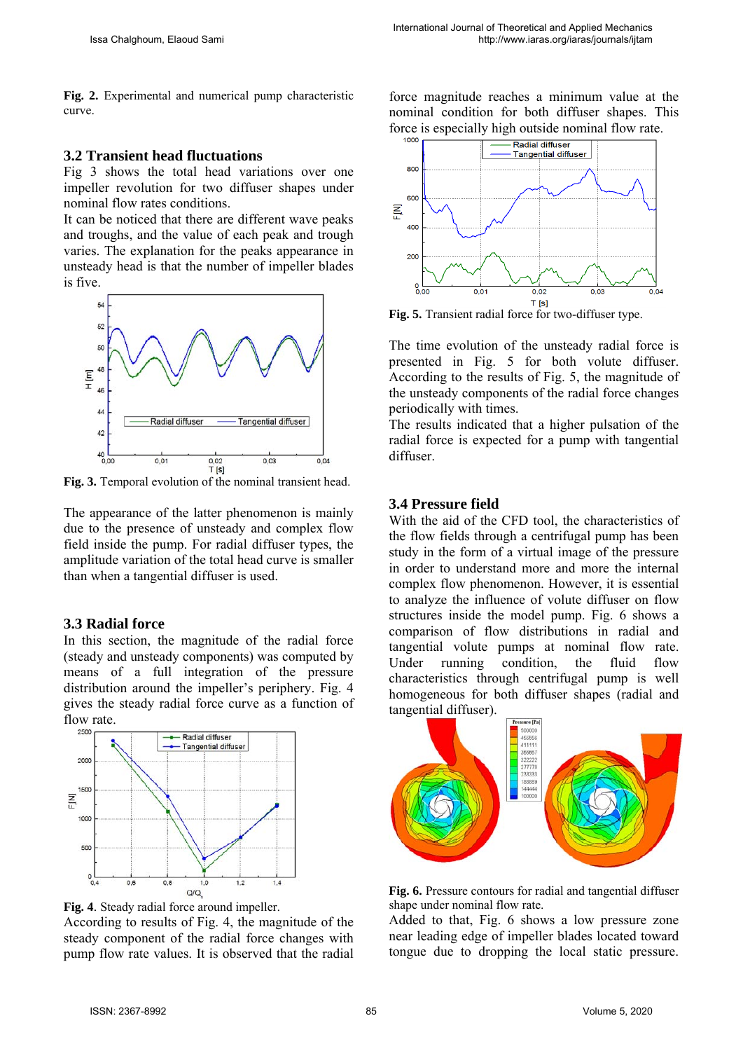**Fig. 2.** Experimental and numerical pump characteristic curve.

## 3.2 Transient head fluctuations

Fig 3 shows the total head variations over one impeller revolution for two diffuser shapes under nominal flow rates conditions.

It can be noticed that there are different wave peaks and troughs, and the value of each peak and trough varies. The explanation for the peaks appearance in unsteady head is that the number of impeller blades is five.

**Fig. 3.** Temporal evolution of the nominal transient head.

The appearance of the latter phenomenon is mainly due to the presence of unsteady and complex flow field inside the pump. For radial diffuser types, the amplitude variation of the total head curve is smaller than when a tangential diffuser is used.

## 3.3 Radial force

In this section, the magnitude of the radial force (steady and unsteady components) was computed by means of a full integration of the pressure distribution around the impeller's periphery. Fig. 4 gives the steady radial force curve as a function of flow rate.

**Fig. 4**. Steady radial force around impeller.

According to results of Fig. 4, the magnitude of the steady component of the radial force changes with pump flow rate values. It is observed that the radial force magnitude reaches a minimum value at the nominal condition for both diffuser shapes. This force is especially high outside nominal flow rate.

**Fig. 5.** Transient radial force for two-diffuser type.

The time evolution of the unsteady radial force is presented in Fig. 5 for both volute diffuser. According to the results of Fig. 5, the magnitude of the unsteady components of the radial force changes periodically with times.

The results indicated that a higher pulsation of the radial force is expected for a pump with tangential diffuser.

## 3.4 Pressure field

With the aid of the CFD tool, the characteristics of the flow fields through a centrifugal pump has been study in the form of a virtual image of the pressure in order to understand more and more the internal complex flow phenomenon. However, it is essential to analyze the influence of volute diffuser on flow structures inside the model pump. Fig. 6 shows a comparison of flow distributions in radial and tangential volute pumps at nominal flow rate. Under running condition, the fluid flow characteristics through centrifugal pump is well homogeneous for both diffuser shapes (radial and tangential diffuser).

**Fig. 6.** Pressure contours for radial and tangential diffuser shape under nominal flow rate.

Added to that, Fig. 6 shows a low pressure zone near leading edge of impeller blades located toward tongue due to dropping the local static pressure.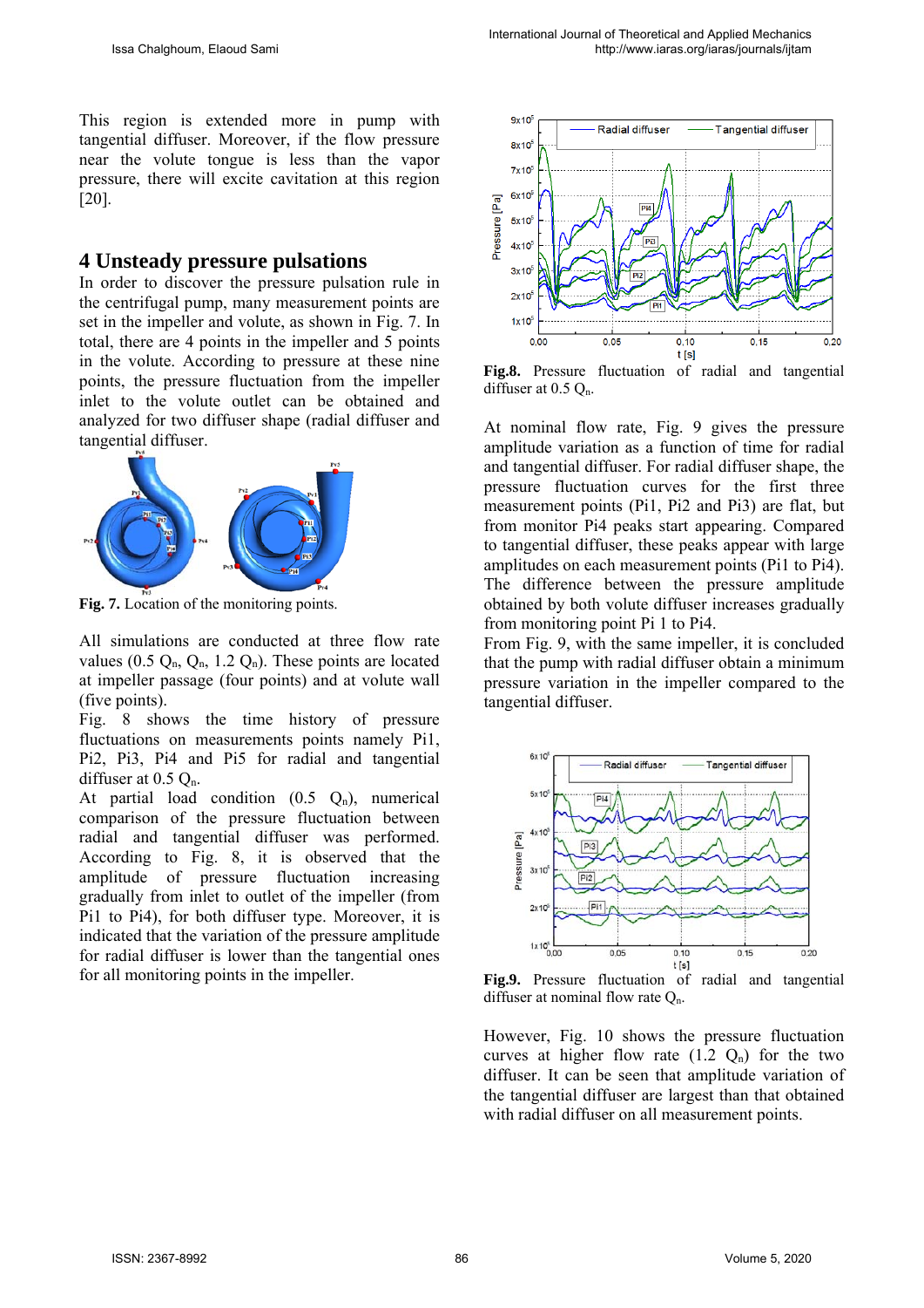This region is extended more in pump with tangential diffuser. Moreover, if the flow pressure near the volute tongue is less than the vapor pressure, there will excite cavitation at this region [20].

## 4 Unsteady pressure pulsations

In order to discover the pressure pulsation rule in the centrifugal pump, many measurement points are set in the impeller and volute, as shown in Fig. 7. In total, there are 4 points in the impeller and 5 points in the volute. According to pressure at these nine points, the pressure fluctuation from the impeller inlet to the volute outlet can be obtained and analyzed for two diffuser shape (radial diffuser and tangential diffuser.

**Fig. 7.** Location of the monitoring points.

All simulations are conducted at three flow rate values (0.5 $Q_n$, $Q_n$, 1.2 $Q_n$). These points are located at impeller passage (four points) and at volute wall (five points).

Fig. 8 shows the time history of pressure fluctuations on measurements points namely Pi1, Pi2, Pi3, Pi4 and Pi5 for radial and tangential diffuser at 0.5 $Q_n$.

At partial load condition (0.5 $Q_n$), numerical comparison of the pressure fluctuation between radial and tangential diffuser was performed. According to Fig. 8, it is observed that the amplitude of pressure fluctuation increasing gradually from inlet to outlet of the impeller (from Pi1 to Pi4), for both diffuser type. Moreover, it is indicated that the variation of the pressure amplitude for radial diffuser is lower than the tangential ones for all monitoring points in the impeller.

**Fig.8.** Pressure fluctuation of radial and tangential diffuser at 0.5 $Q_n$.

At nominal flow rate, Fig. 9 gives the pressure amplitude variation as a function of time for radial and tangential diffuser. For radial diffuser shape, the pressure fluctuation curves for the first three measurement points (Pi1, Pi2 and Pi3) are flat, but from monitor Pi4 peaks start appearing. Compared to tangential diffuser, these peaks appear with large amplitudes on each measurement points (Pi1 to Pi4). The difference between the pressure amplitude obtained by both volute diffuser increases gradually from monitoring point Pi 1 to Pi4.

From Fig. 9, with the same impeller, it is concluded that the pump with radial diffuser obtain a minimum pressure variation in the impeller compared to the tangential diffuser.

**Fig.9.** Pressure fluctuation of radial and tangential diffuser at nominal flow rate $Q_n$.

However, Fig. 10 shows the pressure fluctuation curves at higher flow rate (1.2 $Q_n$) for the two diffuser. It can be seen that amplitude variation of the tangential diffuser are largest than that obtained with radial diffuser on all measurement points.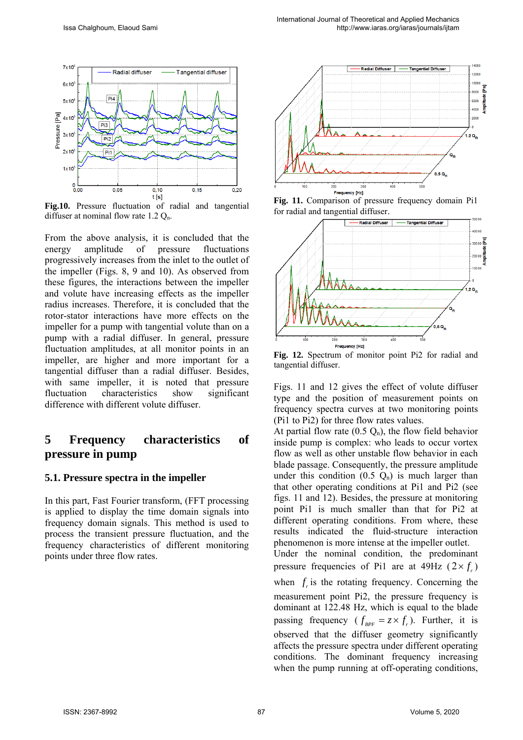**Fig.10.** Pressure fluctuation of radial and tangential diffuser at nominal flow rate 1.2 $Q_n$.

From the above analysis, it is concluded that the energy amplitude of pressure fluctuations progressively increases from the inlet to the outlet of the impeller (Figs. 8, 9 and 10). As observed from these figures, the interactions between the impeller and volute have increasing effects as the impeller radius increases. Therefore, it is concluded that the rotor-stator interactions have more effects on the impeller for a pump with tangential volute than on a pump with a radial diffuser. In general, pressure fluctuation amplitudes, at all monitor points in an impeller, are higher and more important for a tangential diffuser than a radial diffuser. Besides, with same impeller, it is noted that pressure fluctuation characteristics show significant difference with different volute diffuser.

## 5 Frequency characteristics of pressure in pump

### 5.1. Pressure spectra in the impeller

In this part, Fast Fourier transform, (FFT processing is applied to display the time domain signals into frequency domain signals. This method is used to process the transient pressure fluctuation, and the frequency characteristics of different monitoring points under three flow rates.

**Fig. 11.** Comparison of pressure frequency domain Pi1 for radial and tangential diffuser.

**Fig. 12.** Spectrum of monitor point Pi2 for radial and tangential diffuser.

Figs. 11 and 12 gives the effect of volute diffuser type and the position of measurement points on frequency spectra curves at two monitoring points (Pi1 to Pi2) for three flow rates values.

At partial flow rate (0.5 $Q_n$), the flow field behavior inside pump is complex: who leads to occur vortex flow as well as other unstable flow behavior in each blade passage. Consequently, the pressure amplitude under this condition (0.5 $Q_n$) is much larger than that other operating conditions at Pi1 and Pi2 (see figs. 11 and 12). Besides, the pressure at monitoring point Pi1 is much smaller than that for Pi2 at different operating conditions. From where, these results indicated the fluid-structure interaction phenomenon is more intense at the impeller outlet.

Under the nominal condition, the predominant pressure frequencies of Pi1 are at 49Hz ($2\times f_r$) when $f_r$ is the rotating frequency. Concerning the measurement point Pi2, the pressure frequency is dominant at 122.48 Hz, which is equal to the blade passing frequency ($f_{BPF} = z \times f_r$). Further, it is observed that the diffuser geometry significantly affects the pressure spectra under different operating conditions. The dominant frequency increasing when the pump running at off-operating conditions,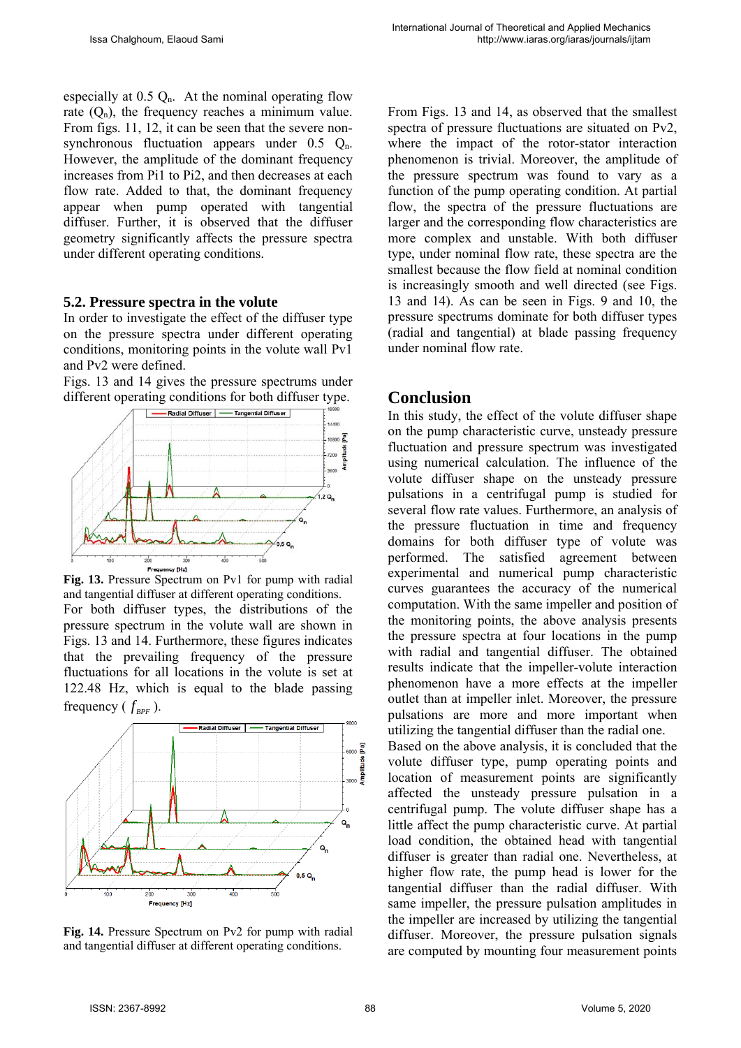especially at 0.5 $Q_n$. At the nominal operating flow rate ($Q_n$), the frequency reaches a minimum value. From figs. 11, 12, it can be seen that the severe non-synchronous fluctuation appears under 0.5 $Q_n$. However, the amplitude of the dominant frequency increases from Pi1 to Pi2, and then decreases at each flow rate. Added to that, the dominant frequency appear when pump operated with tangential diffuser. Further, it is observed that the diffuser geometry significantly affects the pressure spectra under different operating conditions.

### 5.2. Pressure spectra in the volute

In order to investigate the effect of the diffuser type on the pressure spectra under different operating conditions, monitoring points in the volute wall Pv1 and Pv2 were defined.

Figs. 13 and 14 gives the pressure spectrums under different operating conditions for both diffuser type.

**Fig. 13.** Pressure Spectrum on Pv1 for pump with radial and tangential diffuser at different operating conditions.

For both diffuser types, the distributions of the pressure spectrum in the volute wall are shown in Figs. 13 and 14. Furthermore, these figures indicates that the prevailing frequency of the pressure fluctuations for all locations in the volute is set at 122.48 Hz, which is equal to the blade passing frequency ( $f_{BPF}$ ).

**Fig. 14.** Pressure Spectrum on Pv2 for pump with radial and tangential diffuser at different operating conditions.

From Figs. 13 and 14, as observed that the smallest spectra of pressure fluctuations are situated on Pv2, where the impact of the rotor-stator interaction phenomenon is trivial. Moreover, the amplitude of the pressure spectrum was found to vary as a function of the pump operating condition. At partial flow, the spectra of the pressure fluctuations are larger and the corresponding flow characteristics are more complex and unstable. With both diffuser type, under nominal flow rate, these spectra are the smallest because the flow field at nominal condition is increasingly smooth and well directed (see Figs. 13 and 14). As can be seen in Figs. 9 and 10, the pressure spectrums dominate for both diffuser types (radial and tangential) at blade passing frequency under nominal flow rate.

## Conclusion

In this study, the effect of the volute diffuser shape on the pump characteristic curve, unsteady pressure fluctuation and pressure spectrum was investigated using numerical calculation. The influence of the volute diffuser shape on the unsteady pressure pulsations in a centrifugal pump is studied for several flow rate values. Furthermore, an analysis of the pressure fluctuation in time and frequency domains for both diffuser type of volute was performed. The satisfied agreement between experimental and numerical pump characteristic curves guarantees the accuracy of the numerical computation. With the same impeller and position of the monitoring points, the above analysis presents the pressure spectra at four locations in the pump with radial and tangential diffuser. The obtained results indicate that the impeller-volute interaction phenomenon have a more effects at the impeller outlet than at impeller inlet. Moreover, the pressure pulsations are more and more important when utilizing the tangential diffuser than the radial one.

Based on the above analysis, it is concluded that the volute diffuser type, pump operating points and location of measurement points are significantly affected the unsteady pressure pulsation in a centrifugal pump. The volute diffuser shape has a little affect the pump characteristic curve. At partial load condition, the obtained head with tangential diffuser is greater than radial one. Nevertheless, at higher flow rate, the pump head is lower for the tangential diffuser than the radial diffuser. With same impeller, the pressure pulsation amplitudes in the impeller are increased by utilizing the tangential diffuser. Moreover, the pressure pulsation signals are computed by mounting four measurement points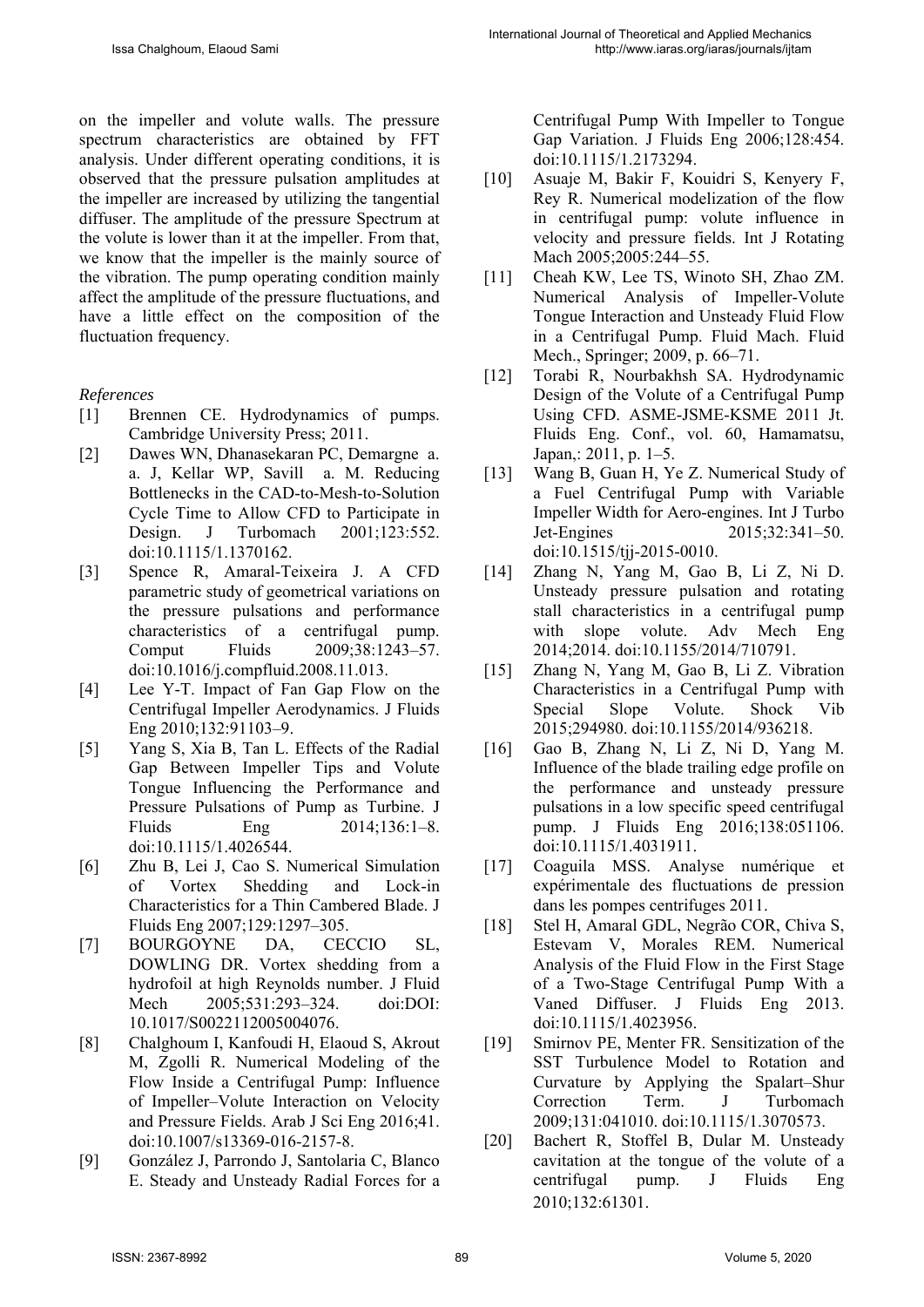on the impeller and volute walls. The pressure spectrum characteristics are obtained by FFT analysis. Under different operating conditions, it is observed that the pressure pulsation amplitudes at the impeller are increased by utilizing the tangential diffuser. The amplitude of the pressure Spectrum at the volute is lower than it at the impeller. From that, we know that the impeller is the mainly source of the vibration. The pump operating condition mainly affect the amplitude of the pressure fluctuations, and have a little effect on the composition of the fluctuation frequency.

*References*

[1] Brennen CE. Hydrodynamics of pumps. Cambridge University Press; 2011.

[2] Dawes WN, Dhanasekaran PC, Demargne a. a. J, Kellar WP, Savill a. M. Reducing Bottlenecks in the CAD-to-Mesh-to-Solution Cycle Time to Allow CFD to Participate in Design. J Turbomach 2001;123:552. doi:10.1115/1.1370162.

[3] Spence R, Amaral-Teixeira J. A CFD parametric study of geometrical variations on the pressure pulsations and performance characteristics of a centrifugal pump. Comput Fluids 2009;38:1243–57. doi:10.1016/j.compfluid.2008.11.013.

[4] Lee Y-T. Impact of Fan Gap Flow on the Centrifugal Impeller Aerodynamics. J Fluids Eng 2010;132:91103–9.

[5] Yang S, Xia B, Tan L. Effects of the Radial Gap Between Impeller Tips and Volute Tongue Influencing the Performance and Pressure Pulsations of Pump as Turbine. J Fluids Eng 2014;136:1–8. doi:10.1115/1.4026544.

[6] Zhu B, Lei J, Cao S. Numerical Simulation of Vortex Shedding and Lock-in Characteristics for a Thin Cambered Blade. J Fluids Eng 2007;129:1297–305.

[7] BOURGOYNE DA, CECCIO SL, DOWLING DR. Vortex shedding from a hydrofoil at high Reynolds number. J Fluid Mech 2005;531:293–324. doi:DOI: 10.1017/S0022112005004076.

[8] Chalghoum I, Kanfoudi H, Elaoud S, Akrout M, Zgolli R. Numerical Modeling of the Flow Inside a Centrifugal Pump: Influence of Impeller–Volute Interaction on Velocity and Pressure Fields. Arab J Sci Eng 2016;41. doi:10.1007/s13369-016-2157-8.

[9] González J, Parrondo J, Santolaria C, Blanco E. Steady and Unsteady Radial Forces for a Centrifugal Pump With Impeller to Tongue Gap Variation. J Fluids Eng 2006;128:454. doi:10.1115/1.2173294.

[10] Asuaje M, Bakir F, Kouidri S, Kenyery F, Rey R. Numerical modelization of the flow in centrifugal pump: volute influence in velocity and pressure fields. Int J Rotating Mach 2005;2005:244–55.

[11] Cheah KW, Lee TS, Winoto SH, Zhao ZM. Numerical Analysis of Impeller-Volute Tongue Interaction and Unsteady Fluid Flow in a Centrifugal Pump. Fluid Mach. Fluid Mech., Springer; 2009, p. 66–71.

[12] Torabi R, Nourbakhsh SA. Hydrodynamic Design of the Volute of a Centrifugal Pump Using CFD. ASME-JSME-KSME 2011 Jt. Fluids Eng. Conf., vol. 60, Hamamatsu, Japan,: 2011, p. 1–5.

[13] Wang B, Guan H, Ye Z. Numerical Study of a Fuel Centrifugal Pump with Variable Impeller Width for Aero-engines. Int J Turbo Jet-Engines 2015;32:341–50. doi:10.1515/tjj-2015-0010.

[14] Zhang N, Yang M, Gao B, Li Z, Ni D. Unsteady pressure pulsation and rotating stall characteristics in a centrifugal pump with slope volute. Adv Mech Eng 2014;2014. doi:10.1155/2014/710791.

[15] Zhang N, Yang M, Gao B, Li Z. Vibration Characteristics in a Centrifugal Pump with Special Slope Volute. Shock Vib 2015;294980. doi:10.1155/2014/936218.

[16] Gao B, Zhang N, Li Z, Ni D, Yang M. Influence of the blade trailing edge profile on the performance and unsteady pressure pulsations in a low specific speed centrifugal pump. J Fluids Eng 2016;138:051106. doi:10.1115/1.4031911.

[17] Coaguila MSS. Analyse numérique et expérimentale des fluctuations de pression dans les pompes centrifuges 2011.

[18] Stel H, Amaral GDL, Negrão COR, Chiva S, Estevam V, Morales REM. Numerical Analysis of the Fluid Flow in the First Stage of a Two-Stage Centrifugal Pump With a Vaned Diffuser. J Fluids Eng 2013. doi:10.1115/1.4023956.

[19] Smirnov PE, Menter FR. Sensitization of the SST Turbulence Model to Rotation and Curvature by Applying the Spalart–Shur Correction Term. J Turbomach 2009;131:041010. doi:10.1115/1.3070573.

[20] Bachert R, Stoffel B, Dular M. Unsteady cavitation at the tongue of the volute of a centrifugal pump. J Fluids Eng 2010;132:61301.